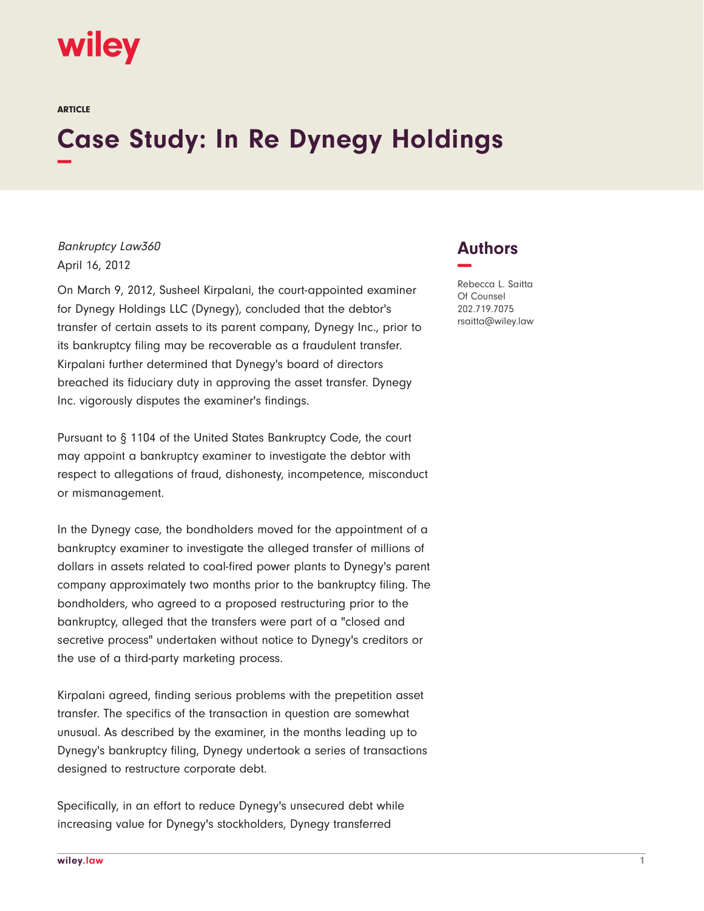ARTICLE

# Case Study: In Re Dynegy Holdings

*Bankruptcy Law360*
April 16, 2012

On March 9, 2012, Susheel Kirpalani, the court-appointed examiner for Dynegy Holdings LLC (Dynegy), concluded that the debtor's transfer of certain assets to its parent company, Dynegy Inc., prior to its bankruptcy filing may be recoverable as a fraudulent transfer. Kirpalani further determined that Dynegy's board of directors breached its fiduciary duty in approving the asset transfer. Dynegy Inc. vigorously disputes the examiner's findings.

Pursuant to § 1104 of the United States Bankruptcy Code, the court may appoint a bankruptcy examiner to investigate the debtor with respect to allegations of fraud, dishonesty, incompetence, misconduct or mismanagement.

In the Dynegy case, the bondholders moved for the appointment of a bankruptcy examiner to investigate the alleged transfer of millions of dollars in assets related to coal-fired power plants to Dynegy's parent company approximately two months prior to the bankruptcy filing. The bondholders, who agreed to a proposed restructuring prior to the bankruptcy, alleged that the transfers were part of a "closed and secretive process" undertaken without notice to Dynegy's creditors or the use of a third-party marketing process.

Kirpalani agreed, finding serious problems with the prepetition asset transfer. The specifics of the transaction in question are somewhat unusual. As described by the examiner, in the months leading up to Dynegy's bankruptcy filing, Dynegy undertook a series of transactions designed to restructure corporate debt.

Specifically, in an effort to reduce Dynegy's unsecured debt while increasing value for Dynegy's stockholders, Dynegy transferred

## Authors

Rebecca L. Saitta
Of Counsel
202.719.7075
rsaitta@wiley.law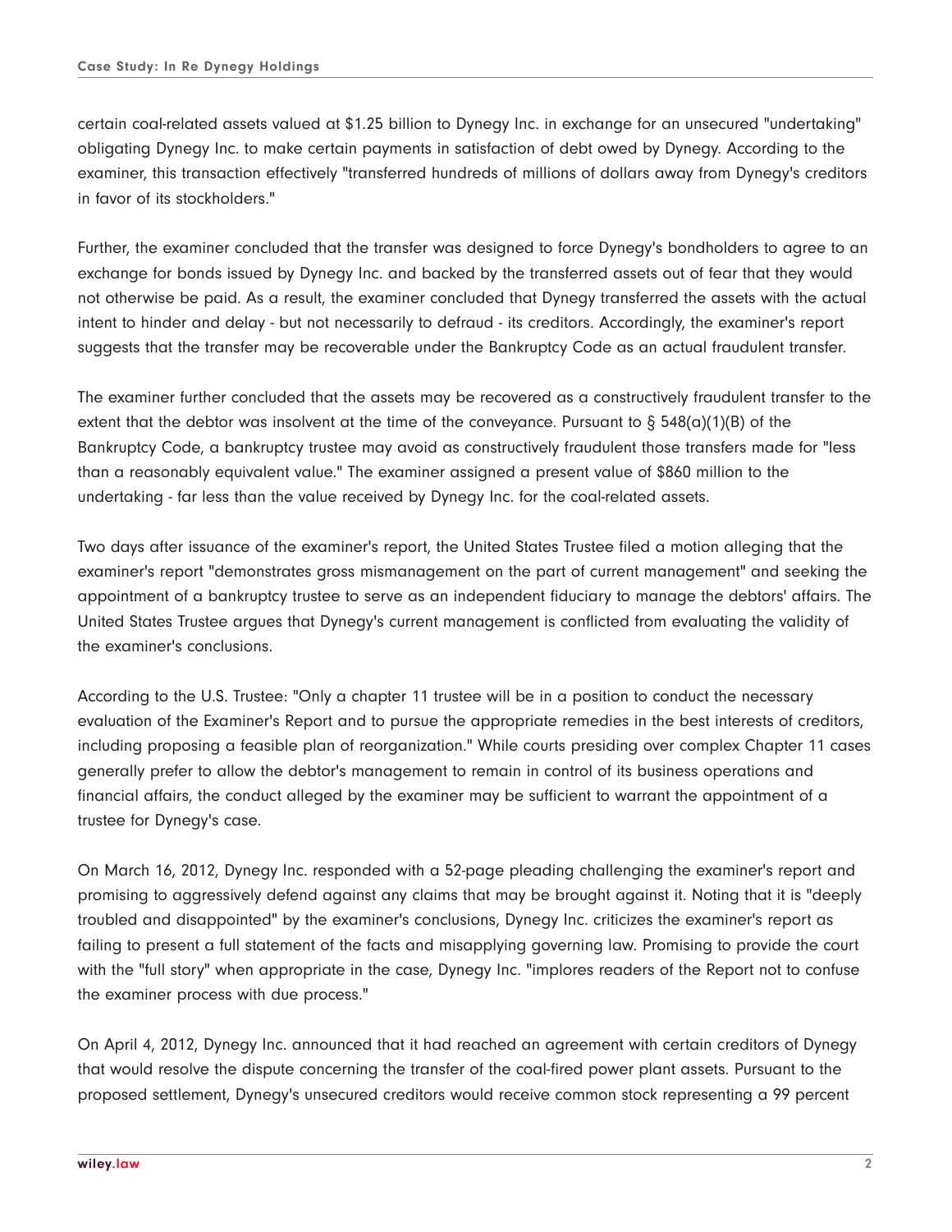certain coal-related assets valued at $1.25 billion to Dynegy Inc. in exchange for an unsecured "undertaking" obligating Dynegy Inc. to make certain payments in satisfaction of debt owed by Dynegy. According to the examiner, this transaction effectively "transferred hundreds of millions of dollars away from Dynegy's creditors in favor of its stockholders."

Further, the examiner concluded that the transfer was designed to force Dynegy's bondholders to agree to an exchange for bonds issued by Dynegy Inc. and backed by the transferred assets out of fear that they would not otherwise be paid. As a result, the examiner concluded that Dynegy transferred the assets with the actual intent to hinder and delay - but not necessarily to defraud - its creditors. Accordingly, the examiner's report suggests that the transfer may be recoverable under the Bankruptcy Code as an actual fraudulent transfer.

The examiner further concluded that the assets may be recovered as a constructively fraudulent transfer to the extent that the debtor was insolvent at the time of the conveyance. Pursuant to § 548(a)(1)(B) of the Bankruptcy Code, a bankruptcy trustee may avoid as constructively fraudulent those transfers made for "less than a reasonably equivalent value." The examiner assigned a present value of $860 million to the undertaking - far less than the value received by Dynegy Inc. for the coal-related assets.

Two days after issuance of the examiner's report, the United States Trustee filed a motion alleging that the examiner's report "demonstrates gross mismanagement on the part of current management" and seeking the appointment of a bankruptcy trustee to serve as an independent fiduciary to manage the debtors' affairs. The United States Trustee argues that Dynegy's current management is conflicted from evaluating the validity of the examiner's conclusions.

According to the U.S. Trustee: "Only a chapter 11 trustee will be in a position to conduct the necessary evaluation of the Examiner's Report and to pursue the appropriate remedies in the best interests of creditors, including proposing a feasible plan of reorganization." While courts presiding over complex Chapter 11 cases generally prefer to allow the debtor's management to remain in control of its business operations and financial affairs, the conduct alleged by the examiner may be sufficient to warrant the appointment of a trustee for Dynegy's case.

On March 16, 2012, Dynegy Inc. responded with a 52-page pleading challenging the examiner's report and promising to aggressively defend against any claims that may be brought against it. Noting that it is "deeply troubled and disappointed" by the examiner's conclusions, Dynegy Inc. criticizes the examiner's report as failing to present a full statement of the facts and misapplying governing law. Promising to provide the court with the "full story" when appropriate in the case, Dynegy Inc. "implores readers of the Report not to confuse the examiner process with due process."

On April 4, 2012, Dynegy Inc. announced that it had reached an agreement with certain creditors of Dynegy that would resolve the dispute concerning the transfer of the coal-fired power plant assets. Pursuant to the proposed settlement, Dynegy's unsecured creditors would receive common stock representing a 99 percent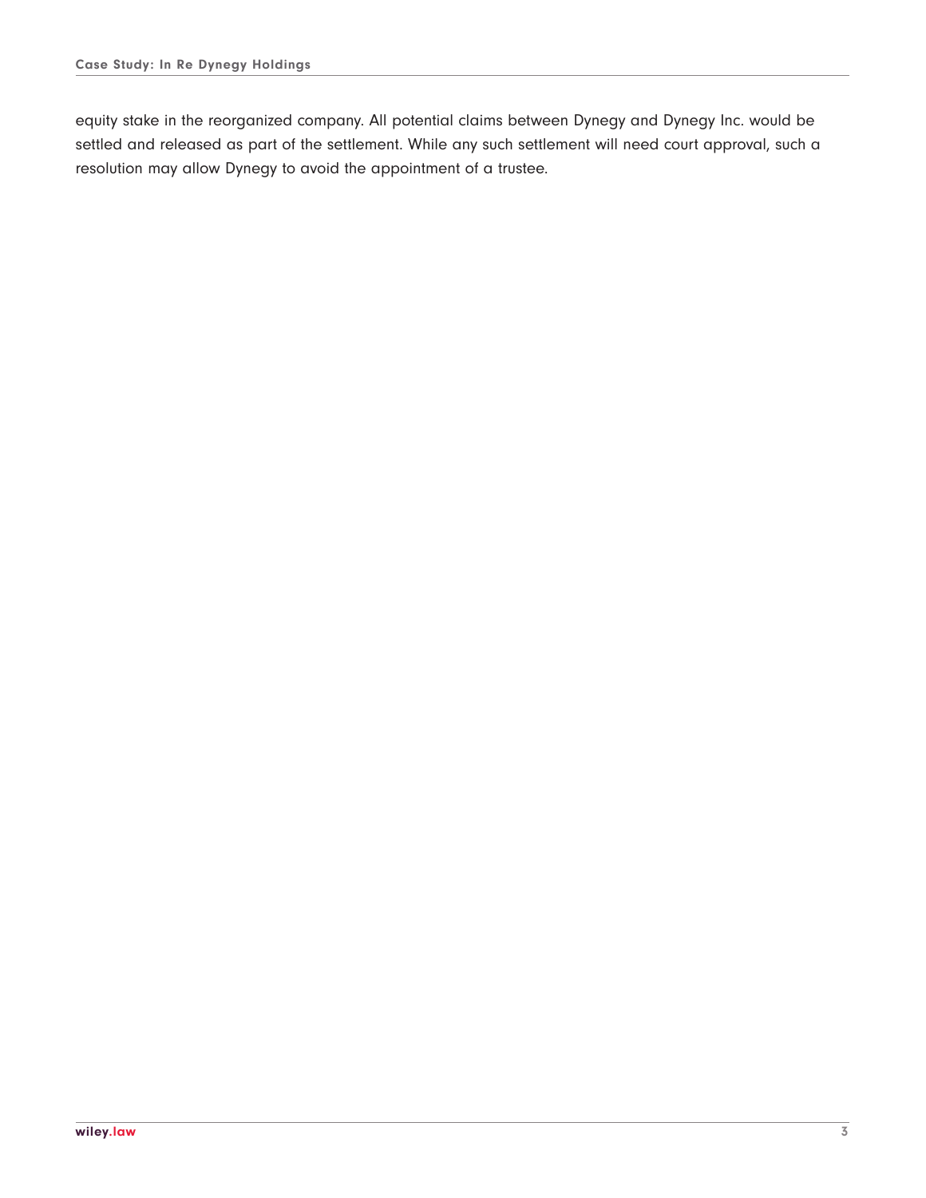equity stake in the reorganized company. All potential claims between Dynegy and Dynegy Inc. would be settled and released as part of the settlement. While any such settlement will need court approval, such a resolution may allow Dynegy to avoid the appointment of a trustee.